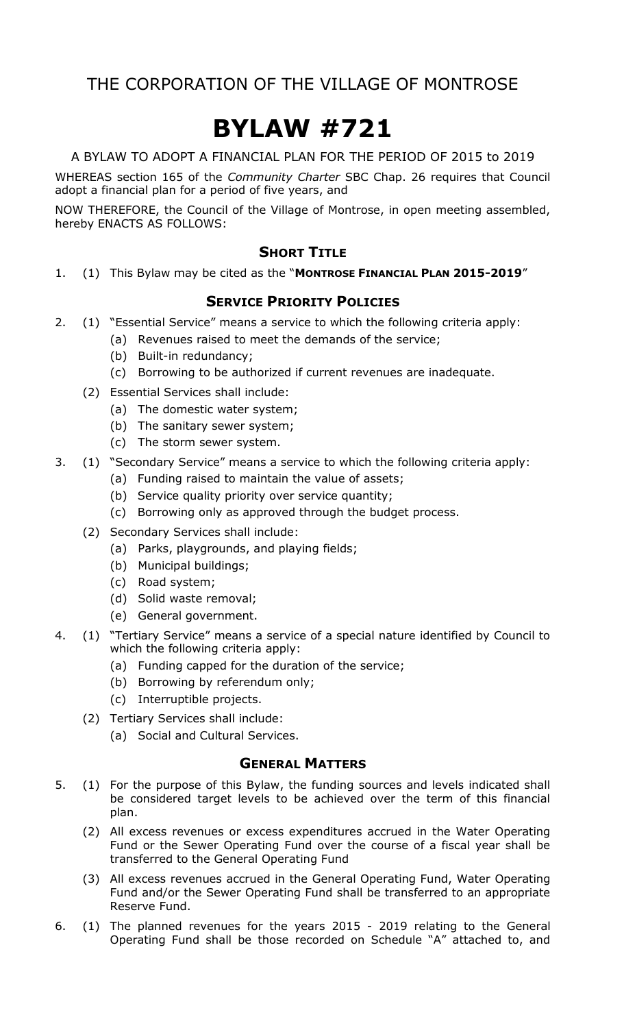# THE CORPORATION OF THE VILLAGE OF MONTROSE

# BYLAW #721

A BYLAW TO ADOPT A FINANCIAL PLAN FOR THE PERIOD OF 2015 to 2019

WHEREAS section 165 of the *Community Charter* SBC Chap. 26 requires that Council adopt a financial plan for a period of five years, and

NOW THEREFORE, the Council of the Village of Montrose, in open meeting assembled, hereby ENACTS AS FOLLOWS:

## SHORT TITLE

1. (1) This Bylaw may be cited as the "**MONTROSE FINANCIAL PLAN 2015-2019**"

## SERVICE PRIORITY POLICIES

2. (1) "Essential Service" means a service to which the following criteria apply:
   - (a) Revenues raised to meet the demands of the service;
   - (b) Built-in redundancy;
   - (c) Borrowing to be authorized if current revenues are inadequate.

   (2) Essential Services shall include:
   - (a) The domestic water system;
   - (b) The sanitary sewer system;
   - (c) The storm sewer system.

3. (1) "Secondary Service" means a service to which the following criteria apply:
   - (a) Funding raised to maintain the value of assets;
   - (b) Service quality priority over service quantity;
   - (c) Borrowing only as approved through the budget process.

   (2) Secondary Services shall include:
   - (a) Parks, playgrounds, and playing fields;
   - (b) Municipal buildings;
   - (c) Road system;
   - (d) Solid waste removal;
   - (e) General government.

4. (1) "Tertiary Service" means a service of a special nature identified by Council to which the following criteria apply:
   - (a) Funding capped for the duration of the service;
   - (b) Borrowing by referendum only;
   - (c) Interruptible projects.

   (2) Tertiary Services shall include:
   - (a) Social and Cultural Services.

## GENERAL MATTERS

5. (1) For the purpose of this Bylaw, the funding sources and levels indicated shall be considered target levels to be achieved over the term of this financial plan.

   (2) All excess revenues or excess expenditures accrued in the Water Operating Fund or the Sewer Operating Fund over the course of a fiscal year shall be transferred to the General Operating Fund

   (3) All excess revenues accrued in the General Operating Fund, Water Operating Fund and/or the Sewer Operating Fund shall be transferred to an appropriate Reserve Fund.

6. (1) The planned revenues for the years 2015 - 2019 relating to the General Operating Fund shall be those recorded on Schedule "A" attached to, and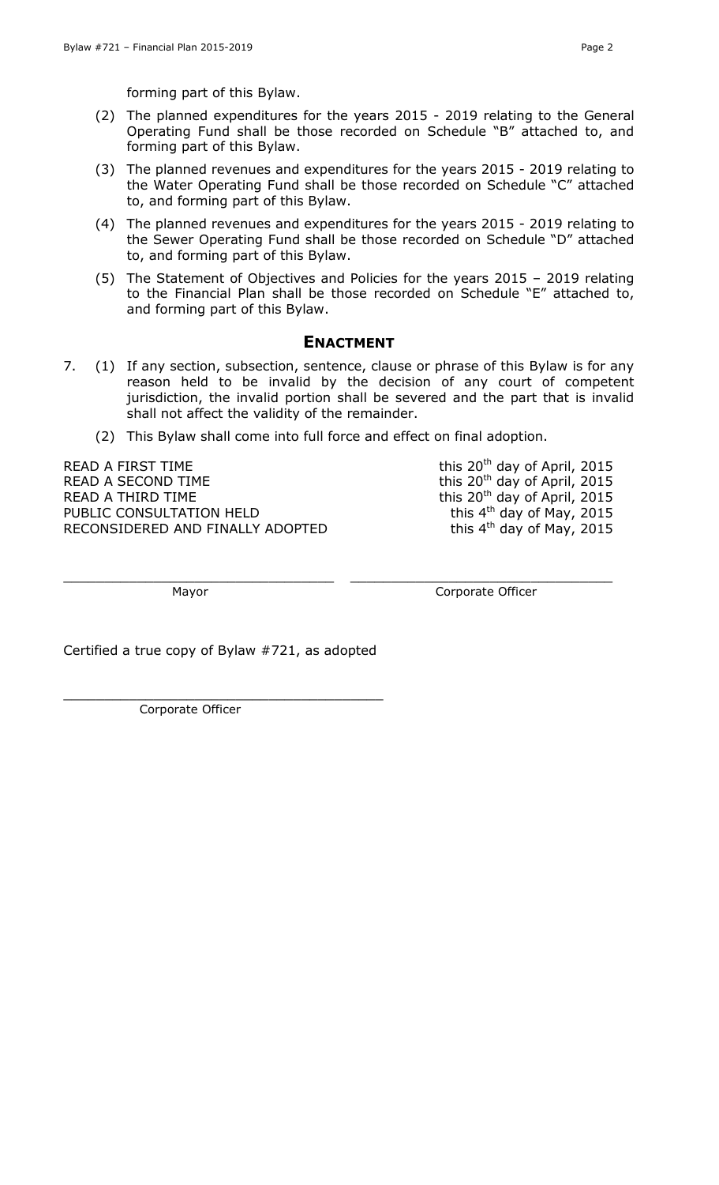forming part of this Bylaw.

(2) The planned expenditures for the years 2015 - 2019 relating to the General Operating Fund shall be those recorded on Schedule "B" attached to, and forming part of this Bylaw.

(3) The planned revenues and expenditures for the years 2015 - 2019 relating to the Water Operating Fund shall be those recorded on Schedule "C" attached to, and forming part of this Bylaw.

(4) The planned revenues and expenditures for the years 2015 - 2019 relating to the Sewer Operating Fund shall be those recorded on Schedule "D" attached to, and forming part of this Bylaw.

(5) The Statement of Objectives and Policies for the years 2015 – 2019 relating to the Financial Plan shall be those recorded on Schedule "E" attached to, and forming part of this Bylaw.

## ENACTMENT

7. (1) If any section, subsection, sentence, clause or phrase of this Bylaw is for any reason held to be invalid by the decision of any court of competent jurisdiction, the invalid portion shall be severed and the part that is invalid shall not affect the validity of the remainder.

   (2) This Bylaw shall come into full force and effect on final adoption.

| | |
|---|---|
| READ A FIRST TIME | this 20th day of April, 2015 |
| READ A SECOND TIME | this 20th day of April, 2015 |
| READ A THIRD TIME | this 20th day of April, 2015 |
| PUBLIC CONSULTATION HELD | this 4th day of May, 2015 |
| RECONSIDERED AND FINALLY ADOPTED | this 4th day of May, 2015 |

\_\_\_\_\_\_\_\_\_\_\_\_\_\_\_\_\_\_\_\_\_\_\_\_\_\_\_\_\_\_ Mayor

\_\_\_\_\_\_\_\_\_\_\_\_\_\_\_\_\_\_\_\_\_\_\_\_\_\_\_\_\_\_ Corporate Officer

Certified a true copy of Bylaw #721, as adopted

\_\_\_\_\_\_\_\_\_\_\_\_\_\_\_\_\_\_\_\_\_\_\_\_\_\_\_\_\_\_ Corporate Officer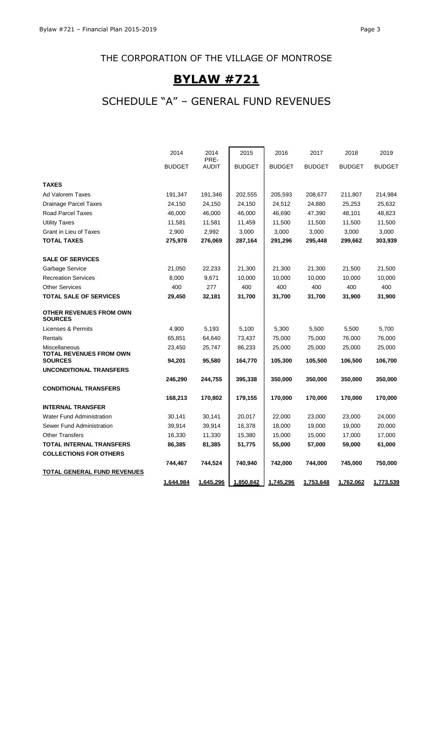## THE CORPORATION OF THE VILLAGE OF MONTROSE

# BYLAW #721

## SCHEDULE "A" – GENERAL FUND REVENUES

| | 2014 BUDGET | 2014 PRE-AUDIT | 2015 BUDGET | 2016 BUDGET | 2017 BUDGET | 2018 BUDGET | 2019 BUDGET |
|---|---|---|---|---|---|---|---|
| **TAXES** | | | | | | | |
| Ad Valorem Taxes | 191,347 | 191,346 | 202,555 | 205,593 | 208,677 | 211,807 | 214,984 |
| Drainage Parcel Taxes | 24,150 | 24,150 | 24,150 | 24,512 | 24,880 | 25,253 | 25,632 |
| Road Parcel Taxes | 46,000 | 46,000 | 46,000 | 46,690 | 47,390 | 48,101 | 48,823 |
| Utility Taxes | 11,581 | 11,581 | 11,459 | 11,500 | 11,500 | 11,500 | 11,500 |
| Grant in Lieu of Taxes | 2,900 | 2,992 | 3,000 | 3,000 | 3,000 | 3,000 | 3,000 |
| **TOTAL TAXES** | **275,978** | **276,069** | **287,164** | **291,296** | **295,448** | **299,662** | **303,939** |
| **SALE OF SERVICES** | | | | | | | |
| Garbage Service | 21,050 | 22,233 | 21,300 | 21,300 | 21,300 | 21,500 | 21,500 |
| Recreation Services | 8,000 | 9,671 | 10,000 | 10,000 | 10,000 | 10,000 | 10,000 |
| Other Services | 400 | 277 | 400 | 400 | 400 | 400 | 400 |
| **TOTAL SALE OF SERVICES** | **29,450** | **32,181** | **31,700** | **31,700** | **31,700** | **31,900** | **31,900** |
| **OTHER REVENUES FROM OWN SOURCES** | | | | | | | |
| Licenses & Permits | 4,900 | 5,193 | 5,100 | 5,300 | 5,500 | 5,500 | 5,700 |
| Rentals | 65,851 | 64,640 | 73,437 | 75,000 | 75,000 | 76,000 | 76,000 |
| Miscellaneous | 23,450 | 25,747 | 86,233 | 25,000 | 25,000 | 25,000 | 25,000 |
| **TOTAL REVENUES FROM OWN SOURCES** | **94,201** | **95,580** | **164,770** | **105,300** | **105,500** | **106,500** | **106,700** |
| **UNCONDITIONAL TRANSFERS** | **246,290** | **244,755** | **395,338** | **350,000** | **350,000** | **350,000** | **350,000** |
| **CONDITIONAL TRANSFERS** | **168,213** | **170,802** | **179,155** | **170,000** | **170,000** | **170,000** | **170,000** |
| **INTERNAL TRANSFER** | | | | | | | |
| Water Fund Administration | 30,141 | 30,141 | 20,017 | 22,000 | 23,000 | 23,000 | 24,000 |
| Sewer Fund Administration | 39,914 | 39,914 | 16,378 | 18,000 | 19,000 | 19,000 | 20,000 |
| Other Transfers | 16,330 | 11,330 | 15,380 | 15,000 | 15,000 | 17,000 | 17,000 |
| **TOTAL INTERNAL TRANSFERS** | **86,385** | **81,385** | **51,775** | **55,000** | **57,000** | **59,000** | **61,000** |
| **COLLECTIONS FOR OTHERS** | **744,467** | **744,524** | **740,940** | **742,000** | **744,000** | **745,000** | **750,000** |
| **TOTAL GENERAL FUND REVENUES** | **1,644,984** | **1,645,296** | **1,850,842** | **1,745,296** | **1,753,648** | **1,762,062** | **1,773,539** |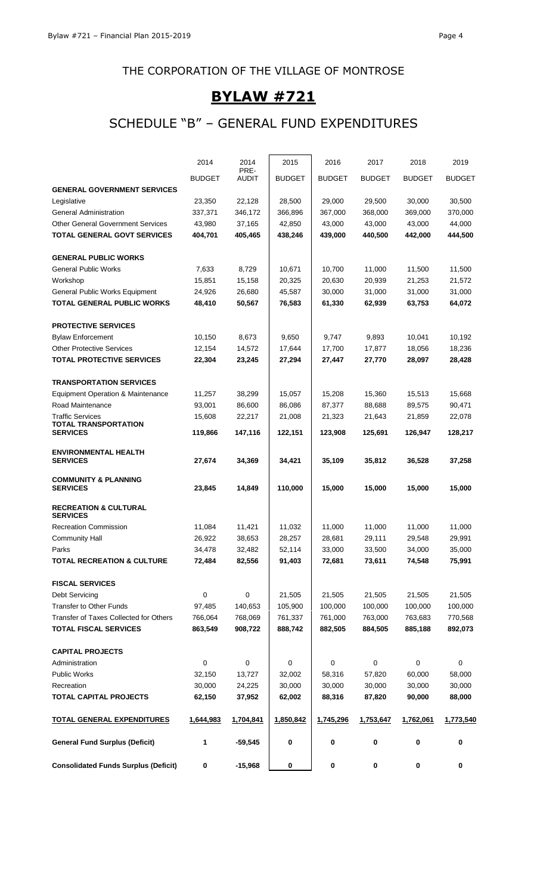# THE CORPORATION OF THE VILLAGE OF MONTROSE

## BYLAW #721

## SCHEDULE "B" – GENERAL FUND EXPENDITURES

| | 2014 BUDGET | 2014 PRE-AUDIT | 2015 BUDGET | 2016 BUDGET | 2017 BUDGET | 2018 BUDGET | 2019 BUDGET |
|---|---|---|---|---|---|---|---|
| **GENERAL GOVERNMENT SERVICES** | | | | | | | |
| Legislative | 23,350 | 22,128 | 28,500 | 29,000 | 29,500 | 30,000 | 30,500 |
| General Administration | 337,371 | 346,172 | 366,896 | 367,000 | 368,000 | 369,000 | 370,000 |
| Other General Government Services | 43,980 | 37,165 | 42,850 | 43,000 | 43,000 | 43,000 | 44,000 |
| **TOTAL GENERAL GOVT SERVICES** | **404,701** | **405,465** | **438,246** | **439,000** | **440,500** | **442,000** | **444,500** |
| | | | | | | | |
| **GENERAL PUBLIC WORKS** | | | | | | | |
| General Public Works | 7,633 | 8,729 | 10,671 | 10,700 | 11,000 | 11,500 | 11,500 |
| Workshop | 15,851 | 15,158 | 20,325 | 20,630 | 20,939 | 21,253 | 21,572 |
| General Public Works Equipment | 24,926 | 26,680 | 45,587 | 30,000 | 31,000 | 31,000 | 31,000 |
| **TOTAL GENERAL PUBLIC WORKS** | **48,410** | **50,567** | **76,583** | **61,330** | **62,939** | **63,753** | **64,072** |
| | | | | | | | |
| **PROTECTIVE SERVICES** | | | | | | | |
| Bylaw Enforcement | 10,150 | 8,673 | 9,650 | 9,747 | 9,893 | 10,041 | 10,192 |
| Other Protective Services | 12,154 | 14,572 | 17,644 | 17,700 | 17,877 | 18,056 | 18,236 |
| **TOTAL PROTECTIVE SERVICES** | **22,304** | **23,245** | **27,294** | **27,447** | **27,770** | **28,097** | **28,428** |
| | | | | | | | |
| **TRANSPORTATION SERVICES** | | | | | | | |
| Equipment Operation & Maintenance | 11,257 | 38,299 | 15,057 | 15,208 | 15,360 | 15,513 | 15,668 |
| Road Maintenance | 93,001 | 86,600 | 86,086 | 87,377 | 88,688 | 89,575 | 90,471 |
| Traffic Services | 15,608 | 22,217 | 21,008 | 21,323 | 21,643 | 21,859 | 22,078 |
| **TOTAL TRANSPORTATION SERVICES** | **119,866** | **147,116** | **122,151** | **123,908** | **125,691** | **126,947** | **128,217** |
| | | | | | | | |
| **ENVIRONMENTAL HEALTH SERVICES** | **27,674** | **34,369** | **34,421** | **35,109** | **35,812** | **36,528** | **37,258** |
| | | | | | | | |
| **COMMUNITY & PLANNING SERVICES** | **23,845** | **14,849** | **110,000** | **15,000** | **15,000** | **15,000** | **15,000** |
| | | | | | | | |
| **RECREATION & CULTURAL SERVICES** | | | | | | | |
| Recreation Commission | 11,084 | 11,421 | 11,032 | 11,000 | 11,000 | 11,000 | 11,000 |
| Community Hall | 26,922 | 38,653 | 28,257 | 28,681 | 29,111 | 29,548 | 29,991 |
| Parks | 34,478 | 32,482 | 52,114 | 33,000 | 33,500 | 34,000 | 35,000 |
| **TOTAL RECREATION & CULTURE** | **72,484** | **82,556** | **91,403** | **72,681** | **73,611** | **74,548** | **75,991** |
| | | | | | | | |
| **FISCAL SERVICES** | | | | | | | |
| Debt Servicing | 0 | 0 | 21,505 | 21,505 | 21,505 | 21,505 | 21,505 |
| Transfer to Other Funds | 97,485 | 140,653 | 105,900 | 100,000 | 100,000 | 100,000 | 100,000 |
| Transfer of Taxes Collected for Others | 766,064 | 768,069 | 761,337 | 761,000 | 763,000 | 763,683 | 770,568 |
| **TOTAL FISCAL SERVICES** | **863,549** | **908,722** | **888,742** | **882,505** | **884,505** | **885,188** | **892,073** |
| | | | | | | | |
| **CAPITAL PROJECTS** | | | | | | | |
| Administration | 0 | 0 | 0 | 0 | 0 | 0 | 0 |
| Public Works | 32,150 | 13,727 | 32,002 | 58,316 | 57,820 | 60,000 | 58,000 |
| Recreation | 30,000 | 24,225 | 30,000 | 30,000 | 30,000 | 30,000 | 30,000 |
| **TOTAL CAPITAL PROJECTS** | **62,150** | **37,952** | **62,002** | **88,316** | **87,820** | **90,000** | **88,000** |
| | | | | | | | |
| **TOTAL GENERAL EXPENDITURES** | **1,644,983** | **1,704,841** | **1,850,842** | **1,745,296** | **1,753,647** | **1,762,061** | **1,773,540** |
| | | | | | | | |
| **General Fund Surplus (Deficit)** | **1** | **-59,545** | **0** | **0** | **0** | **0** | **0** |
| | | | | | | | |
| **Consolidated Funds Surplus (Deficit)** | **0** | **-15,968** | **0** | **0** | **0** | **0** | **0** |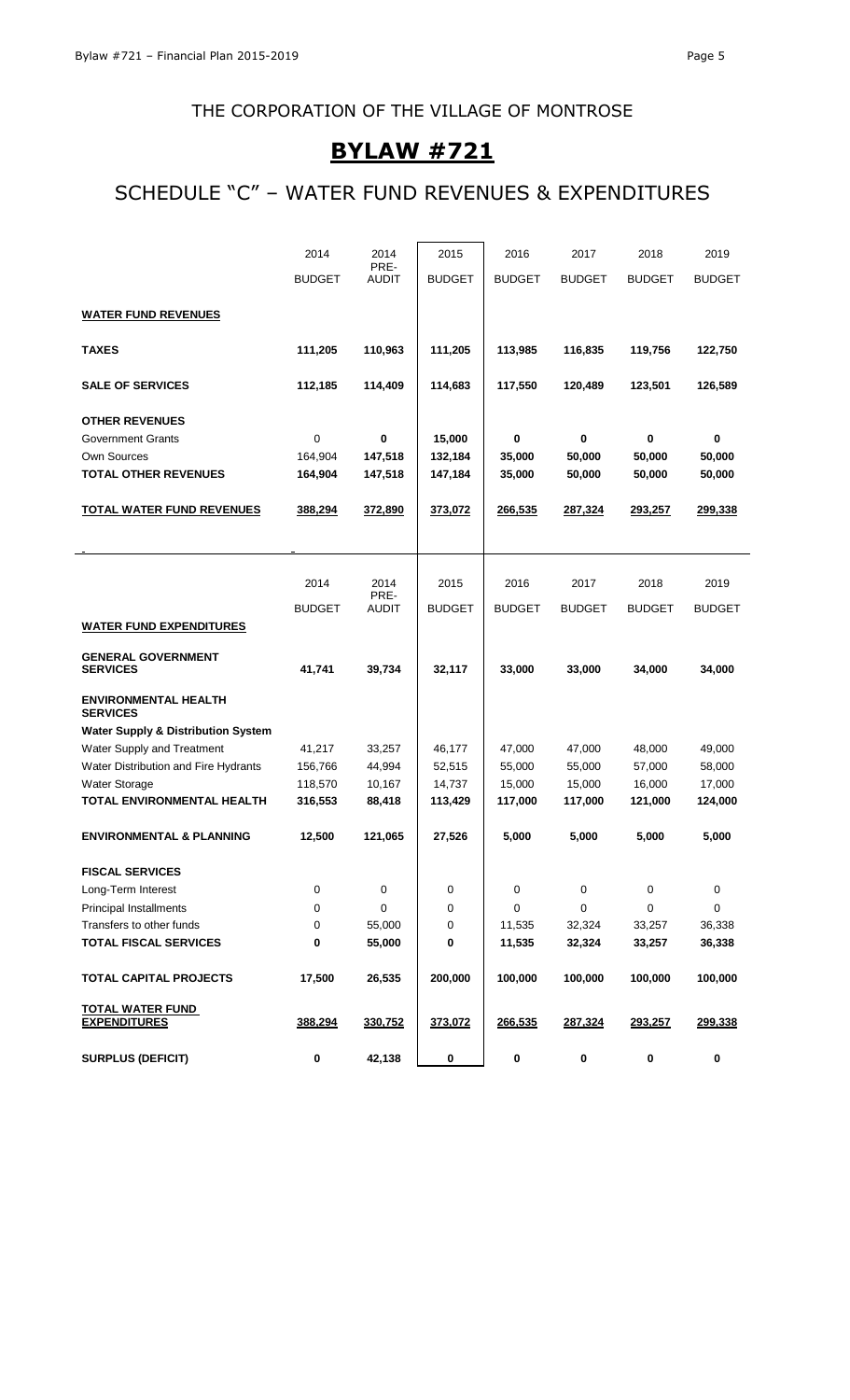# THE CORPORATION OF THE VILLAGE OF MONTROSE

# BYLAW #721

## SCHEDULE "C" – WATER FUND REVENUES & EXPENDITURES

| | 2014 BUDGET | 2014 PRE-AUDIT | 2015 BUDGET | 2016 BUDGET | 2017 BUDGET | 2018 BUDGET | 2019 BUDGET |
|---|---|---|---|---|---|---|---|
| **WATER FUND REVENUES** | | | | | | | |
| **TAXES** | **111,205** | **110,963** | **111,205** | **113,985** | **116,835** | **119,756** | **122,750** |
| **SALE OF SERVICES** | **112,185** | **114,409** | **114,683** | **117,550** | **120,489** | **123,501** | **126,589** |
| **OTHER REVENUES** | | | | | | | |
| Government Grants | 0 | **0** | **15,000** | **0** | **0** | **0** | **0** |
| Own Sources | 164,904 | **147,518** | **132,184** | **35,000** | **50,000** | **50,000** | **50,000** |
| **TOTAL OTHER REVENUES** | **164,904** | **147,518** | **147,184** | **35,000** | **50,000** | **50,000** | **50,000** |
| **TOTAL WATER FUND REVENUES** | **388,294** | **372,890** | **373,072** | **266,535** | **287,324** | **293,257** | **299,338** |

| | 2014 BUDGET | 2014 PRE-AUDIT | 2015 BUDGET | 2016 BUDGET | 2017 BUDGET | 2018 BUDGET | 2019 BUDGET |
|---|---|---|---|---|---|---|---|
| **WATER FUND EXPENDITURES** | | | | | | | |
| **GENERAL GOVERNMENT SERVICES** | **41,741** | **39,734** | **32,117** | **33,000** | **33,000** | **34,000** | **34,000** |
| **ENVIRONMENTAL HEALTH SERVICES** | | | | | | | |
| **Water Supply & Distribution System** | | | | | | | |
| Water Supply and Treatment | 41,217 | 33,257 | 46,177 | 47,000 | 47,000 | 48,000 | 49,000 |
| Water Distribution and Fire Hydrants | 156,766 | 44,994 | 52,515 | 55,000 | 55,000 | 57,000 | 58,000 |
| Water Storage | 118,570 | 10,167 | 14,737 | 15,000 | 15,000 | 16,000 | 17,000 |
| **TOTAL ENVIRONMENTAL HEALTH** | **316,553** | **88,418** | **113,429** | **117,000** | **117,000** | **121,000** | **124,000** |
| **ENVIRONMENTAL & PLANNING** | **12,500** | **121,065** | **27,526** | **5,000** | **5,000** | **5,000** | **5,000** |
| **FISCAL SERVICES** | | | | | | | |
| Long-Term Interest | 0 | 0 | 0 | 0 | 0 | 0 | 0 |
| Principal Installments | 0 | 0 | 0 | 0 | 0 | 0 | 0 |
| Transfers to other funds | 0 | 55,000 | 0 | 11,535 | 32,324 | 33,257 | 36,338 |
| **TOTAL FISCAL SERVICES** | **0** | **55,000** | **0** | **11,535** | **32,324** | **33,257** | **36,338** |
| **TOTAL CAPITAL PROJECTS** | **17,500** | **26,535** | **200,000** | **100,000** | **100,000** | **100,000** | **100,000** |
| **TOTAL WATER FUND EXPENDITURES** | **388,294** | **330,752** | **373,072** | **266,535** | **287,324** | **293,257** | **299,338** |
| **SURPLUS (DEFICIT)** | **0** | **42,138** | **0** | **0** | **0** | **0** | **0** |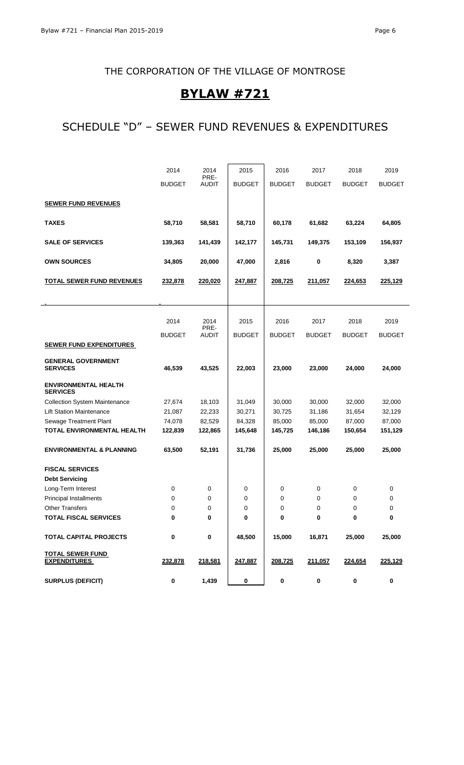# THE CORPORATION OF THE VILLAGE OF MONTROSE

# **BYLAW #721**

## SCHEDULE "D" – SEWER FUND REVENUES & EXPENDITURES

| | 2014 BUDGET | 2014 PRE-AUDIT | 2015 BUDGET | 2016 BUDGET | 2017 BUDGET | 2018 BUDGET | 2019 BUDGET |
|---|---|---|---|---|---|---|---|
| **SEWER FUND REVENUES** | | | | | | | |
| **TAXES** | **58,710** | **58,581** | **58,710** | **60,178** | **61,682** | **63,224** | **64,805** |
| **SALE OF SERVICES** | **139,363** | **141,439** | **142,177** | **145,731** | **149,375** | **153,109** | **156,937** |
| **OWN SOURCES** | **34,805** | **20,000** | **47,000** | **2,816** | **0** | **8,320** | **3,387** |
| **TOTAL SEWER FUND REVENUES** | **232,878** | **220,020** | **247,887** | **208,725** | **211,057** | **224,653** | **225,129** |

| | 2014 BUDGET | 2014 PRE-AUDIT | 2015 BUDGET | 2016 BUDGET | 2017 BUDGET | 2018 BUDGET | 2019 BUDGET |
|---|---|---|---|---|---|---|---|
| **SEWER FUND EXPENDITURES** | | | | | | | |
| **GENERAL GOVERNMENT SERVICES** | **46,539** | **43,525** | **22,003** | **23,000** | **23,000** | **24,000** | **24,000** |
| **ENVIRONMENTAL HEALTH SERVICES** | | | | | | | |
| Collection System Maintenance | 27,674 | 18,103 | 31,049 | 30,000 | 30,000 | 32,000 | 32,000 |
| Lift Station Maintenance | 21,087 | 22,233 | 30,271 | 30,725 | 31,186 | 31,654 | 32,129 |
| Sewage Treatment Plant | 74,078 | 82,529 | 84,328 | 85,000 | 85,000 | 87,000 | 87,000 |
| **TOTAL ENVIRONMENTAL HEALTH** | **122,839** | **122,865** | **145,648** | **145,725** | **146,186** | **150,654** | **151,129** |
| **ENVIRONMENTAL & PLANNING** | **63,500** | **52,191** | **31,736** | **25,000** | **25,000** | **25,000** | **25,000** |
| **FISCAL SERVICES** | | | | | | | |
| **Debt Servicing** | | | | | | | |
| Long-Term Interest | 0 | 0 | 0 | 0 | 0 | 0 | 0 |
| Principal Installments | 0 | 0 | 0 | 0 | 0 | 0 | 0 |
| Other Transfers | 0 | 0 | 0 | 0 | 0 | 0 | 0 |
| **TOTAL FISCAL SERVICES** | **0** | **0** | **0** | **0** | **0** | **0** | **0** |
| **TOTAL CAPITAL PROJECTS** | **0** | **0** | **48,500** | **15,000** | **16,871** | **25,000** | **25,000** |
| **TOTAL SEWER FUND EXPENDITURES** | **232,878** | **218,581** | **247,887** | **208,725** | **211,057** | **224,654** | **225,129** |
| **SURPLUS (DEFICIT)** | **0** | **1,439** | **0** | **0** | **0** | **0** | **0** |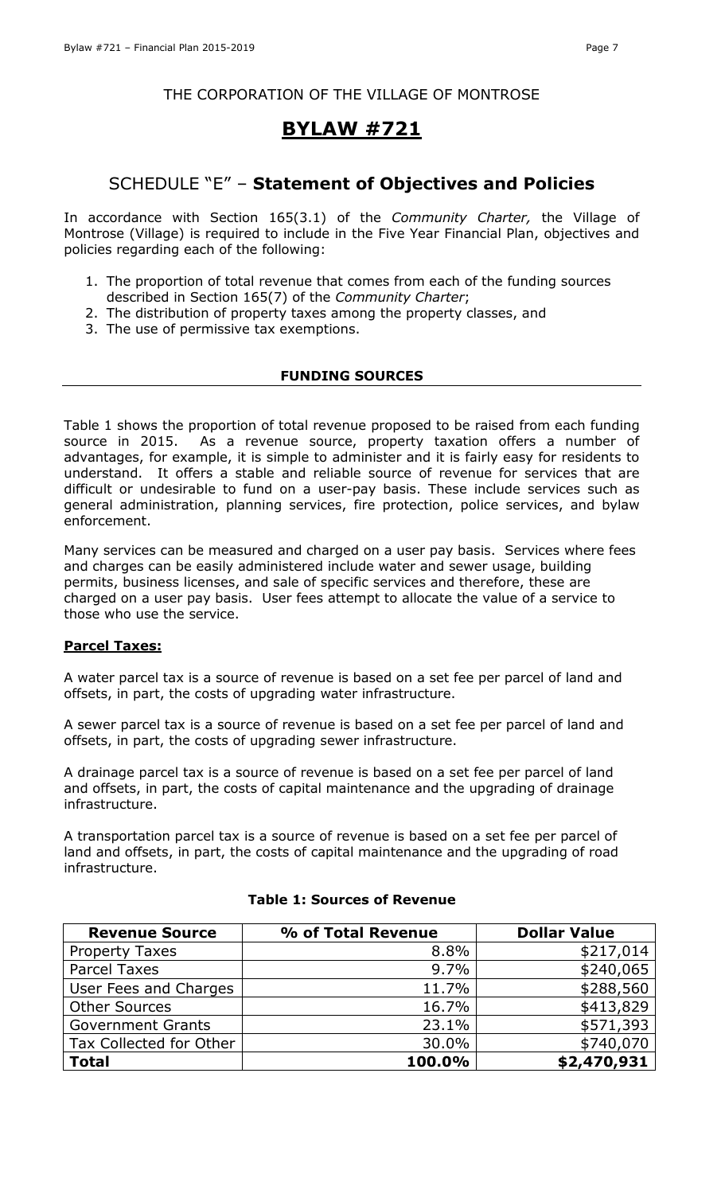THE CORPORATION OF THE VILLAGE OF MONTROSE

# BYLAW #721

## SCHEDULE "E" – **Statement of Objectives and Policies**

In accordance with Section 165(3.1) of the *Community Charter,* the Village of Montrose (Village) is required to include in the Five Year Financial Plan, objectives and policies regarding each of the following:

1. The proportion of total revenue that comes from each of the funding sources described in Section 165(7) of the *Community Charter*;
2. The distribution of property taxes among the property classes, and
3. The use of permissive tax exemptions.

### FUNDING SOURCES

Table 1 shows the proportion of total revenue proposed to be raised from each funding source in 2015. As a revenue source, property taxation offers a number of advantages, for example, it is simple to administer and it is fairly easy for residents to understand. It offers a stable and reliable source of revenue for services that are difficult or undesirable to fund on a user-pay basis. These include services such as general administration, planning services, fire protection, police services, and bylaw enforcement.

Many services can be measured and charged on a user pay basis. Services where fees and charges can be easily administered include water and sewer usage, building permits, business licenses, and sale of specific services and therefore, these are charged on a user pay basis. User fees attempt to allocate the value of a service to those who use the service.

**Parcel Taxes:**

A water parcel tax is a source of revenue is based on a set fee per parcel of land and offsets, in part, the costs of upgrading water infrastructure.

A sewer parcel tax is a source of revenue is based on a set fee per parcel of land and offsets, in part, the costs of upgrading sewer infrastructure.

A drainage parcel tax is a source of revenue is based on a set fee per parcel of land and offsets, in part, the costs of capital maintenance and the upgrading of drainage infrastructure.

A transportation parcel tax is a source of revenue is based on a set fee per parcel of land and offsets, in part, the costs of capital maintenance and the upgrading of road infrastructure.

**Table 1: Sources of Revenue**

| Revenue Source | % of Total Revenue | Dollar Value |
|---|---:|---:|
| Property Taxes | 8.8% | \$217,014 |
| Parcel Taxes | 9.7% | \$240,065 |
| User Fees and Charges | 11.7% | \$288,560 |
| Other Sources | 16.7% | \$413,829 |
| Government Grants | 23.1% | \$571,393 |
| Tax Collected for Other | 30.0% | \$740,070 |
| **Total** | **100.0%** | **\$2,470,931** |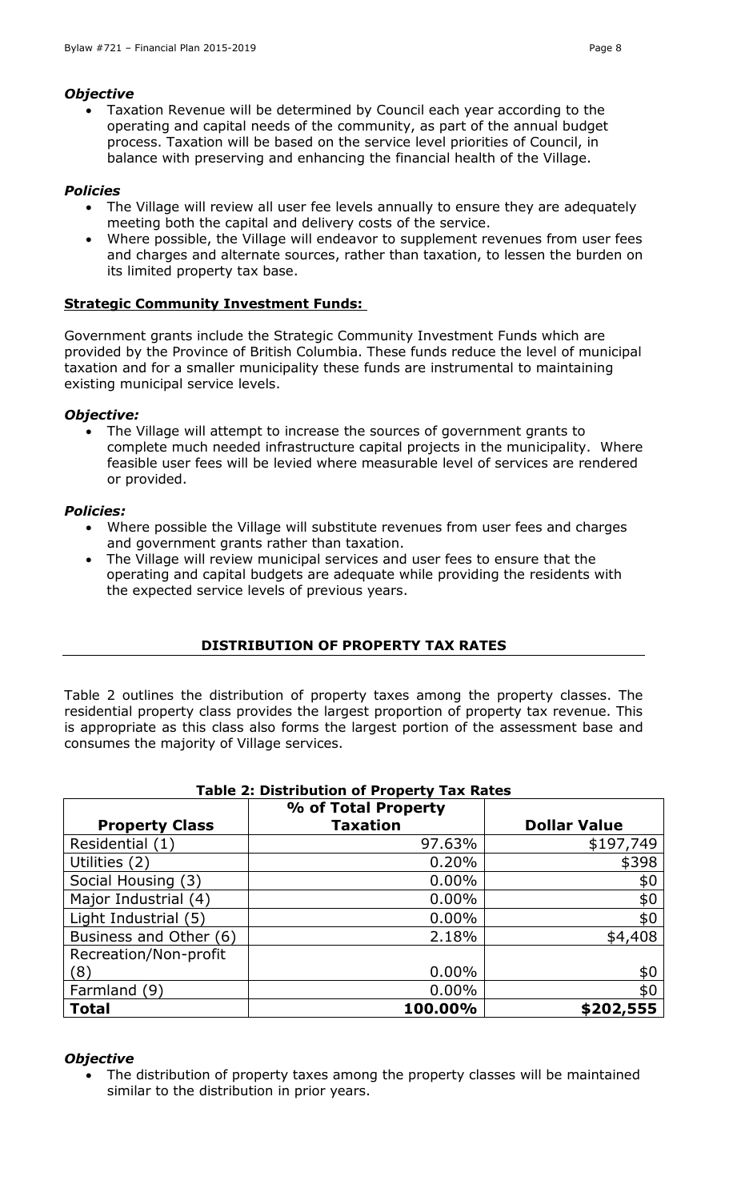### *Objective*

- Taxation Revenue will be determined by Council each year according to the operating and capital needs of the community, as part of the annual budget process. Taxation will be based on the service level priorities of Council, in balance with preserving and enhancing the financial health of the Village.

### *Policies*

- The Village will review all user fee levels annually to ensure they are adequately meeting both the capital and delivery costs of the service.
- Where possible, the Village will endeavor to supplement revenues from user fees and charges and alternate sources, rather than taxation, to lessen the burden on its limited property tax base.

## **Strategic Community Investment Funds:**

Government grants include the Strategic Community Investment Funds which are provided by the Province of British Columbia. These funds reduce the level of municipal taxation and for a smaller municipality these funds are instrumental to maintaining existing municipal service levels.

### *Objective:*

- The Village will attempt to increase the sources of government grants to complete much needed infrastructure capital projects in the municipality. Where feasible user fees will be levied where measurable level of services are rendered or provided.

### *Policies:*

- Where possible the Village will substitute revenues from user fees and charges and government grants rather than taxation.
- The Village will review municipal services and user fees to ensure that the operating and capital budgets are adequate while providing the residents with the expected service levels of previous years.

## DISTRIBUTION OF PROPERTY TAX RATES

Table 2 outlines the distribution of property taxes among the property classes. The residential property class provides the largest proportion of property tax revenue. This is appropriate as this class also forms the largest portion of the assessment base and consumes the majority of Village services.

**Table 2: Distribution of Property Tax Rates**

| Property Class | % of Total Property Taxation | Dollar Value |
|---|---|---|
| Residential (1) | 97.63% | \$197,749 |
| Utilities (2) | 0.20% | \$398 |
| Social Housing (3) | 0.00% | \$0 |
| Major Industrial (4) | 0.00% | \$0 |
| Light Industrial (5) | 0.00% | \$0 |
| Business and Other (6) | 2.18% | \$4,408 |
| Recreation/Non-profit (8) | 0.00% | \$0 |
| Farmland (9) | 0.00% | \$0 |
| **Total** | **100.00%** | **\$202,555** |

### *Objective*

- The distribution of property taxes among the property classes will be maintained similar to the distribution in prior years.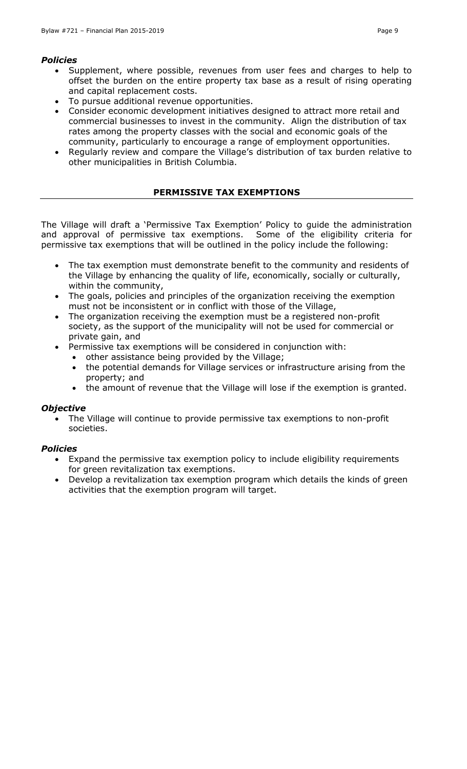### *Policies*

- Supplement, where possible, revenues from user fees and charges to help to offset the burden on the entire property tax base as a result of rising operating and capital replacement costs.
- To pursue additional revenue opportunities.
- Consider economic development initiatives designed to attract more retail and commercial businesses to invest in the community. Align the distribution of tax rates among the property classes with the social and economic goals of the community, particularly to encourage a range of employment opportunities.
- Regularly review and compare the Village's distribution of tax burden relative to other municipalities in British Columbia.

## **PERMISSIVE TAX EXEMPTIONS**

The Village will draft a 'Permissive Tax Exemption' Policy to guide the administration and approval of permissive tax exemptions. Some of the eligibility criteria for permissive tax exemptions that will be outlined in the policy include the following:

- The tax exemption must demonstrate benefit to the community and residents of the Village by enhancing the quality of life, economically, socially or culturally, within the community,
- The goals, policies and principles of the organization receiving the exemption must not be inconsistent or in conflict with those of the Village,
- The organization receiving the exemption must be a registered non-profit society, as the support of the municipality will not be used for commercial or private gain, and
- Permissive tax exemptions will be considered in conjunction with:
  - other assistance being provided by the Village;
  - the potential demands for Village services or infrastructure arising from the property; and
  - the amount of revenue that the Village will lose if the exemption is granted.

### *Objective*

- The Village will continue to provide permissive tax exemptions to non-profit societies.

### *Policies*

- Expand the permissive tax exemption policy to include eligibility requirements for green revitalization tax exemptions.
- Develop a revitalization tax exemption program which details the kinds of green activities that the exemption program will target.